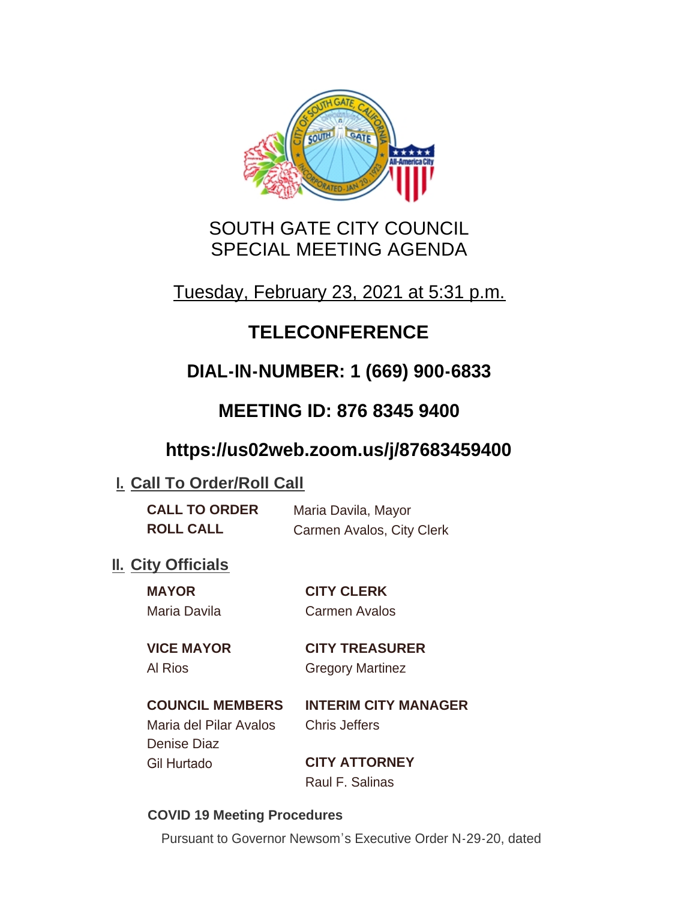# SOUTH GATE CITY COUNCIL
# SPECIAL MEETING AGENDA

Tuesday, February 23, 2021 at 5:31 p.m.

## TELECONFERENCE

## DIAL-IN-NUMBER: 1 (669) 900-6833

## MEETING ID: 876 8345 9400

## https://us02web.zoom.us/j/87683459400

### I. Call To Order/Roll Call

**CALL TO ORDER** Maria Davila, Mayor

**ROLL CALL** Carmen Avalos, City Clerk

### II. City Officials

**MAYOR**
Maria Davila

**VICE MAYOR**
Al Rios

**COUNCIL MEMBERS**
Maria del Pilar Avalos
Denise Diaz
Gil Hurtado

**CITY CLERK**
Carmen Avalos

**CITY TREASURER**
Gregory Martinez

**INTERIM CITY MANAGER**
Chris Jeffers

**CITY ATTORNEY**
Raul F. Salinas

**COVID 19 Meeting Procedures**

Pursuant to Governor Newsom's Executive Order N-29-20, dated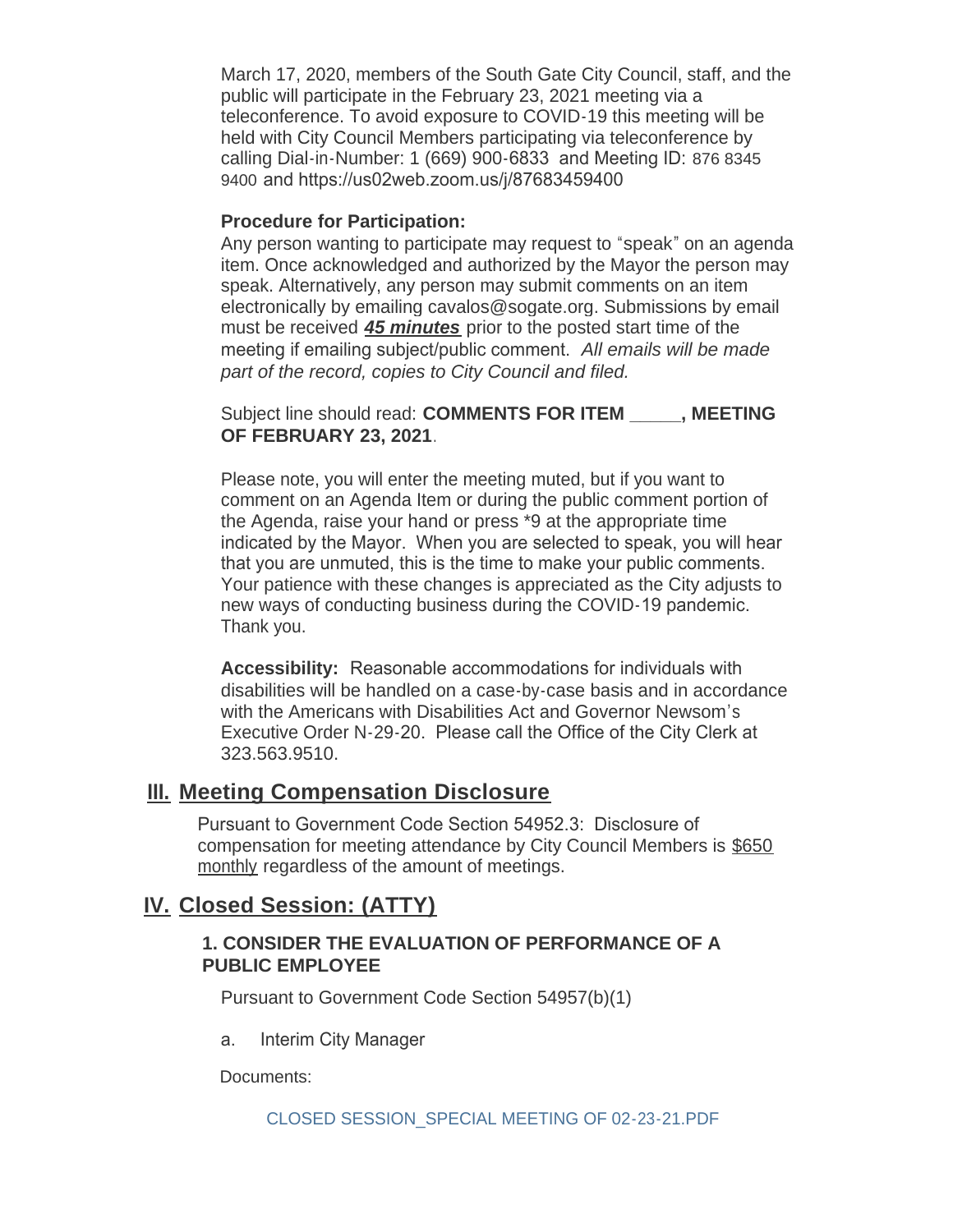March 17, 2020, members of the South Gate City Council, staff, and the public will participate in the February 23, 2021 meeting via a teleconference. To avoid exposure to COVID-19 this meeting will be held with City Council Members participating via teleconference by calling Dial-in-Number: 1 (669) 900-6833 and Meeting ID: 876 8345 9400 and https://us02web.zoom.us/j/87683459400

**Procedure for Participation:**

Any person wanting to participate may request to "speak" on an agenda item. Once acknowledged and authorized by the Mayor the person may speak. Alternatively, any person may submit comments on an item electronically by emailing cavalos@sogate.org. Submissions by email must be received ***45 minutes*** prior to the posted start time of the meeting if emailing subject/public comment. *All emails will be made part of the record, copies to City Council and filed.*

Subject line should read: **COMMENTS FOR ITEM _____, MEETING OF FEBRUARY 23, 2021**.

Please note, you will enter the meeting muted, but if you want to comment on an Agenda Item or during the public comment portion of the Agenda, raise your hand or press *9 at the appropriate time indicated by the Mayor. When you are selected to speak, you will hear that you are unmuted, this is the time to make your public comments. Your patience with these changes is appreciated as the City adjusts to new ways of conducting business during the COVID-19 pandemic. Thank you.

**Accessibility:** Reasonable accommodations for individuals with disabilities will be handled on a case-by-case basis and in accordance with the Americans with Disabilities Act and Governor Newsom's Executive Order N-29-20. Please call the Office of the City Clerk at 323.563.9510.

## III. Meeting Compensation Disclosure

Pursuant to Government Code Section 54952.3: Disclosure of compensation for meeting attendance by City Council Members is $650 monthly regardless of the amount of meetings.

## IV. Closed Session: (ATTY)

### 1. CONSIDER THE EVALUATION OF PERFORMANCE OF A PUBLIC EMPLOYEE

Pursuant to Government Code Section 54957(b)(1)

a. Interim City Manager

Documents:

CLOSED SESSION_SPECIAL MEETING OF 02-23-21.PDF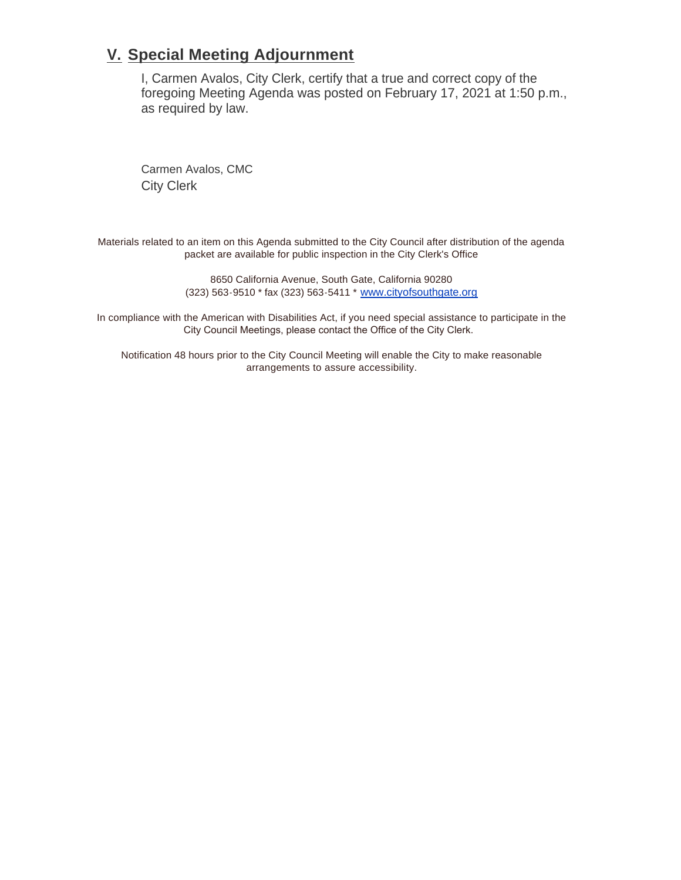## V. Special Meeting Adjournment

I, Carmen Avalos, City Clerk, certify that a true and correct copy of the foregoing Meeting Agenda was posted on February 17, 2021 at 1:50 p.m., as required by law.

Carmen Avalos, CMC
City Clerk

Materials related to an item on this Agenda submitted to the City Council after distribution of the agenda packet are available for public inspection in the City Clerk's Office

8650 California Avenue, South Gate, California 90280
(323) 563-9510 * fax (323) 563-5411 * www.cityofsouthgate.org

In compliance with the American with Disabilities Act, if you need special assistance to participate in the City Council Meetings, please contact the Office of the City Clerk.

Notification 48 hours prior to the City Council Meeting will enable the City to make reasonable arrangements to assure accessibility.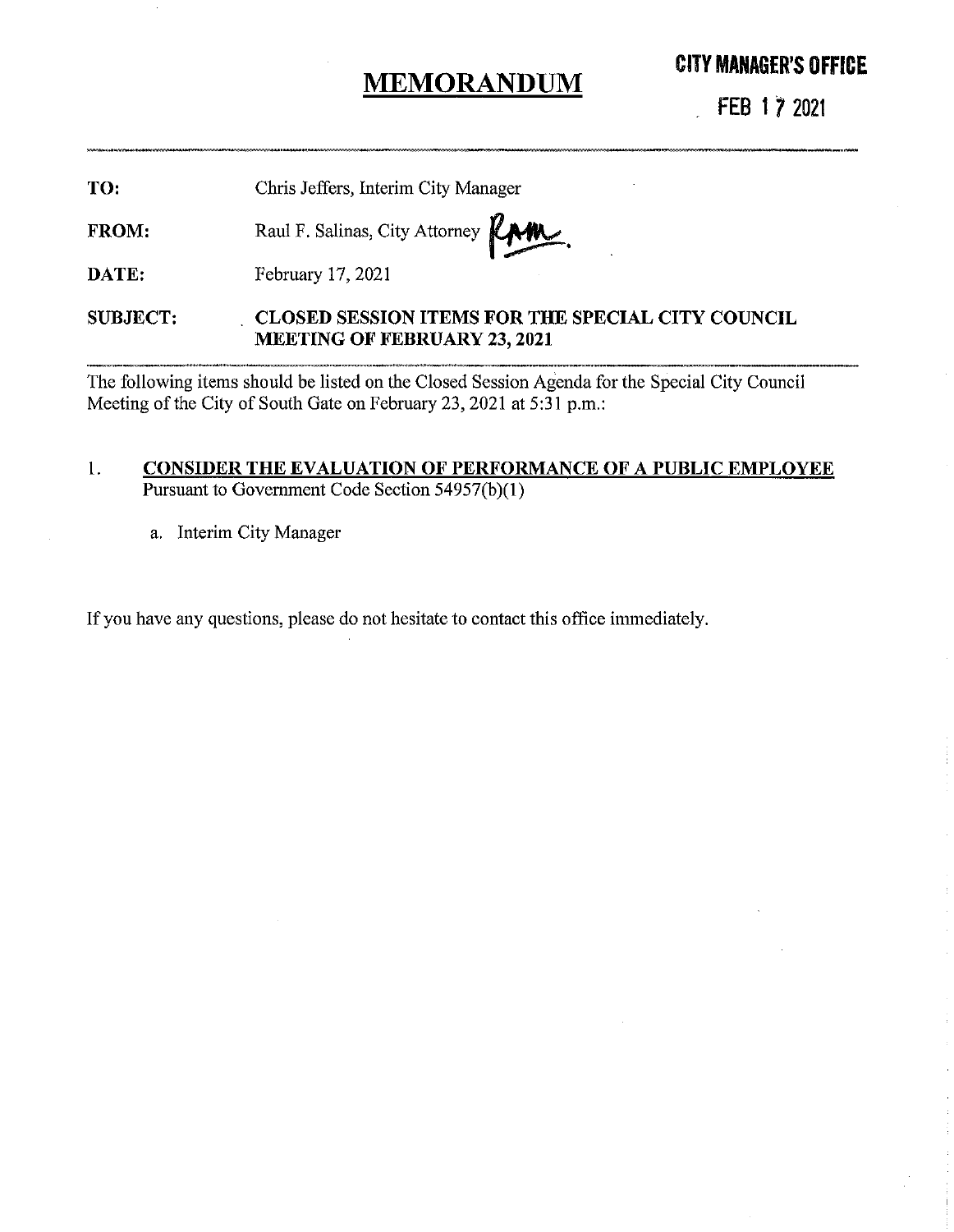# MEMORANDUM

**CITY MANAGER'S OFFICE**

FEB 17 2021

**TO:** Chris Jeffers, Interim City Manager

**FROM:** Raul F. Salinas, City Attorney

**DATE:** February 17, 2021

**SUBJECT:** **CLOSED SESSION ITEMS FOR THE SPECIAL CITY COUNCIL MEETING OF FEBRUARY 23, 2021**

The following items should be listed on the Closed Session Agenda for the Special City Council Meeting of the City of South Gate on February 23, 2021 at 5:31 p.m.:

1. **CONSIDER THE EVALUATION OF PERFORMANCE OF A PUBLIC EMPLOYEE**
   Pursuant to Government Code Section 54957(b)(1)

   a. Interim City Manager

If you have any questions, please do not hesitate to contact this office immediately.